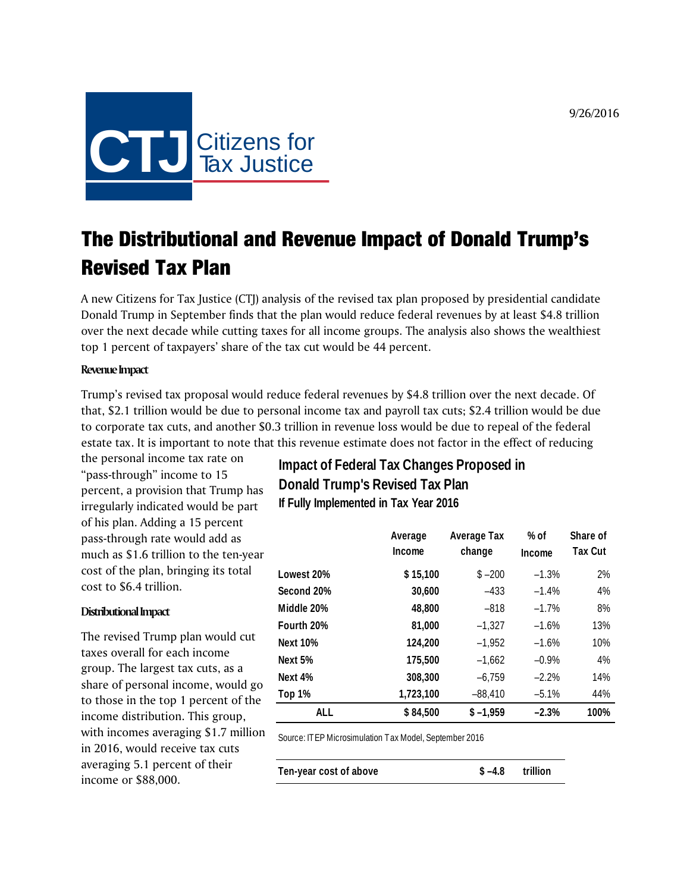9/26/2016

CTJ Citizens for Tax Justice

# The Distributional and Revenue Impact of Donald Trump's Revised Tax Plan

A new Citizens for Tax Justice (CTJ) analysis of the revised tax plan proposed by presidential candidate Donald Trump in September finds that the plan would reduce federal revenues by at least $4.8 trillion over the next decade while cutting taxes for all income groups. The analysis also shows the wealthiest top 1 percent of taxpayers' share of the tax cut would be 44 percent.

**Revenue Impact**

Trump's revised tax proposal would reduce federal revenues by $4.8 trillion over the next decade. Of that, $2.1 trillion would be due to personal income tax and payroll tax cuts; $2.4 trillion would be due to corporate tax cuts, and another $0.3 trillion in revenue loss would be due to repeal of the federal estate tax. It is important to note that this revenue estimate does not factor in the effect of reducing the personal income tax rate on "pass-through" income to 15 percent, a provision that Trump has irregularly indicated would be part of his plan. Adding a 15 percent pass-through rate would add as much as $1.6 trillion to the ten-year cost of the plan, bringing its total cost to $6.4 trillion.

**Distributional Impact**

The revised Trump plan would cut taxes overall for each income group. The largest tax cuts, as a share of personal income, would go to those in the top 1 percent of the income distribution. This group, with incomes averaging $1.7 million in 2016, would receive tax cuts averaging 5.1 percent of their income or $88,000.

**Impact of Federal Tax Changes Proposed in Donald Trump's Revised Tax Plan**
**If Fully Implemented in Tax Year 2016**

| | Average Income | Average Tax change | % of Income | Share of Tax Cut |
|---|---|---|---|---|
| **Lowest 20%** | **$ 15,100** | $ –200 | –1.3% | 2% |
| **Second 20%** | **30,600** | –433 | –1.4% | 4% |
| **Middle 20%** | **48,800** | –818 | –1.7% | 8% |
| **Fourth 20%** | **81,000** | –1,327 | –1.6% | 13% |
| **Next 10%** | **124,200** | –1,952 | –1.6% | 10% |
| **Next 5%** | **175,500** | –1,662 | –0.9% | 4% |
| **Next 4%** | **308,300** | –6,759 | –2.2% | 14% |
| **Top 1%** | **1,723,100** | –88,410 | –5.1% | 44% |
| **ALL** | **$ 84,500** | **$ –1,959** | **–2.3%** | **100%** |

Source: ITEP Microsimulation Tax Model, September 2016

| | | |
|---|---|---|
| **Ten-year cost of above** | **$ –4.8** | **trillion** |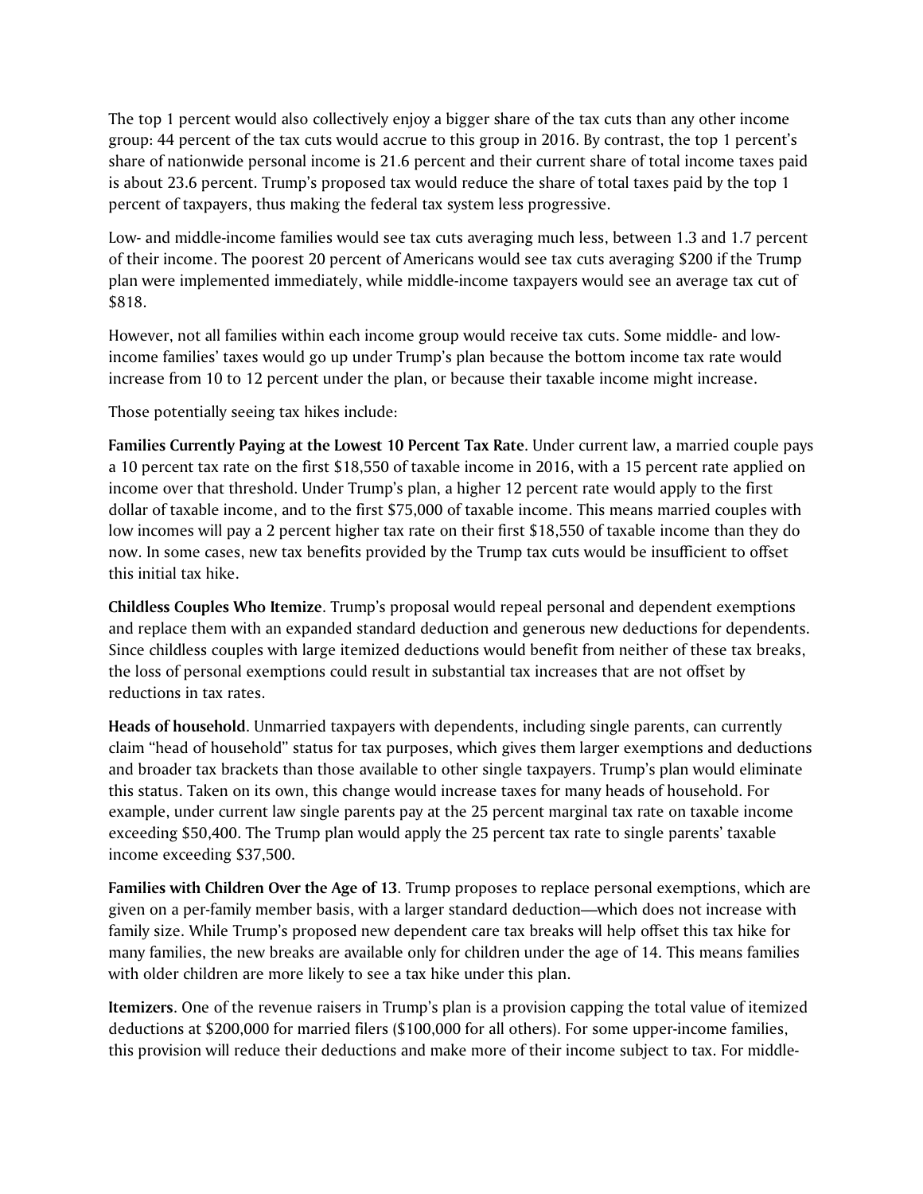The top 1 percent would also collectively enjoy a bigger share of the tax cuts than any other income group: 44 percent of the tax cuts would accrue to this group in 2016. By contrast, the top 1 percent's share of nationwide personal income is 21.6 percent and their current share of total income taxes paid is about 23.6 percent. Trump's proposed tax would reduce the share of total taxes paid by the top 1 percent of taxpayers, thus making the federal tax system less progressive.

Low- and middle-income families would see tax cuts averaging much less, between 1.3 and 1.7 percent of their income. The poorest 20 percent of Americans would see tax cuts averaging $200 if the Trump plan were implemented immediately, while middle-income taxpayers would see an average tax cut of $818.

However, not all families within each income group would receive tax cuts. Some middle- and low-income families' taxes would go up under Trump's plan because the bottom income tax rate would increase from 10 to 12 percent under the plan, or because their taxable income might increase.

Those potentially seeing tax hikes include:

**Families Currently Paying at the Lowest 10 Percent Tax Rate**. Under current law, a married couple pays a 10 percent tax rate on the first $18,550 of taxable income in 2016, with a 15 percent rate applied on income over that threshold. Under Trump's plan, a higher 12 percent rate would apply to the first dollar of taxable income, and to the first $75,000 of taxable income. This means married couples with low incomes will pay a 2 percent higher tax rate on their first $18,550 of taxable income than they do now. In some cases, new tax benefits provided by the Trump tax cuts would be insufficient to offset this initial tax hike.

**Childless Couples Who Itemize**. Trump's proposal would repeal personal and dependent exemptions and replace them with an expanded standard deduction and generous new deductions for dependents. Since childless couples with large itemized deductions would benefit from neither of these tax breaks, the loss of personal exemptions could result in substantial tax increases that are not offset by reductions in tax rates.

**Heads of household**. Unmarried taxpayers with dependents, including single parents, can currently claim "head of household" status for tax purposes, which gives them larger exemptions and deductions and broader tax brackets than those available to other single taxpayers. Trump's plan would eliminate this status. Taken on its own, this change would increase taxes for many heads of household. For example, under current law single parents pay at the 25 percent marginal tax rate on taxable income exceeding $50,400. The Trump plan would apply the 25 percent tax rate to single parents' taxable income exceeding $37,500.

**Families with Children Over the Age of 13**. Trump proposes to replace personal exemptions, which are given on a per-family member basis, with a larger standard deduction—which does not increase with family size. While Trump's proposed new dependent care tax breaks will help offset this tax hike for many families, the new breaks are available only for children under the age of 14. This means families with older children are more likely to see a tax hike under this plan.

**Itemizers**. One of the revenue raisers in Trump's plan is a provision capping the total value of itemized deductions at $200,000 for married filers ($100,000 for all others). For some upper-income families, this provision will reduce their deductions and make more of their income subject to tax. For middle-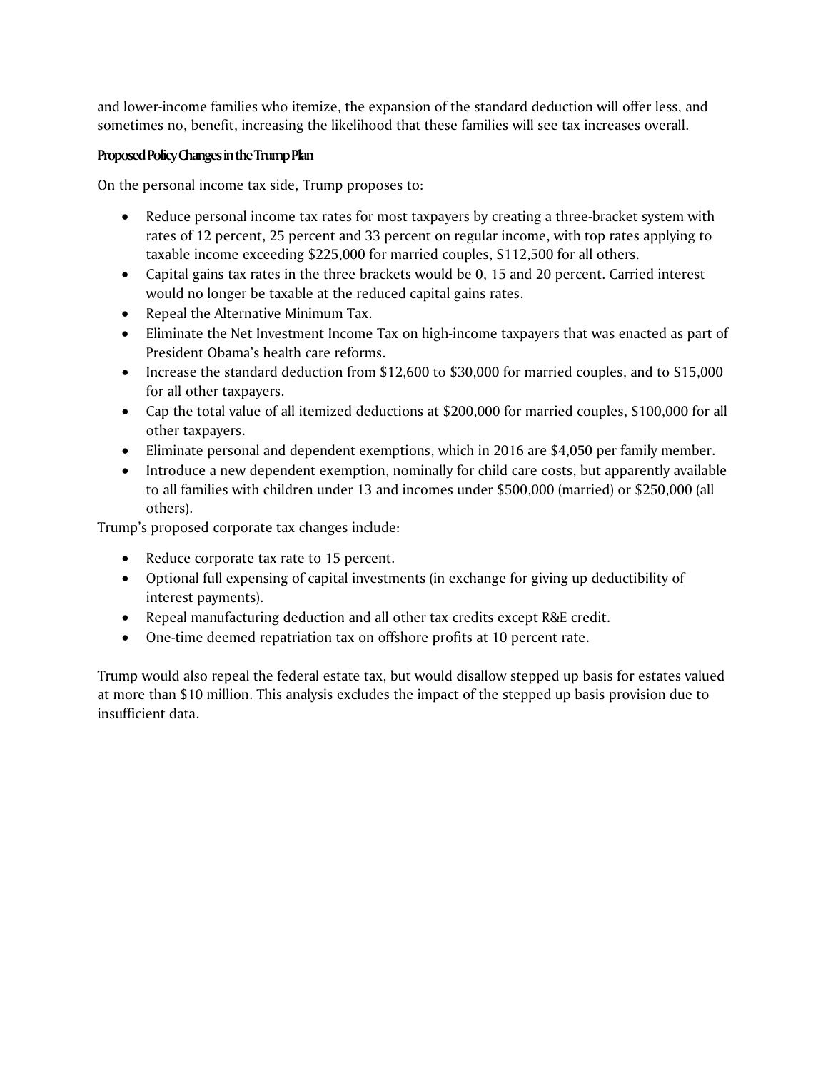and lower-income families who itemize, the expansion of the standard deduction will offer less, and sometimes no, benefit, increasing the likelihood that these families will see tax increases overall.

### Proposed Policy Changes in the Trump Plan

On the personal income tax side, Trump proposes to:

- Reduce personal income tax rates for most taxpayers by creating a three-bracket system with rates of 12 percent, 25 percent and 33 percent on regular income, with top rates applying to taxable income exceeding $225,000 for married couples, $112,500 for all others.
- Capital gains tax rates in the three brackets would be 0, 15 and 20 percent. Carried interest would no longer be taxable at the reduced capital gains rates.
- Repeal the Alternative Minimum Tax.
- Eliminate the Net Investment Income Tax on high-income taxpayers that was enacted as part of President Obama's health care reforms.
- Increase the standard deduction from $12,600 to $30,000 for married couples, and to $15,000 for all other taxpayers.
- Cap the total value of all itemized deductions at $200,000 for married couples, $100,000 for all other taxpayers.
- Eliminate personal and dependent exemptions, which in 2016 are $4,050 per family member.
- Introduce a new dependent exemption, nominally for child care costs, but apparently available to all families with children under 13 and incomes under $500,000 (married) or $250,000 (all others).

Trump's proposed corporate tax changes include:

- Reduce corporate tax rate to 15 percent.
- Optional full expensing of capital investments (in exchange for giving up deductibility of interest payments).
- Repeal manufacturing deduction and all other tax credits except R&E credit.
- One-time deemed repatriation tax on offshore profits at 10 percent rate.

Trump would also repeal the federal estate tax, but would disallow stepped up basis for estates valued at more than $10 million. This analysis excludes the impact of the stepped up basis provision due to insufficient data.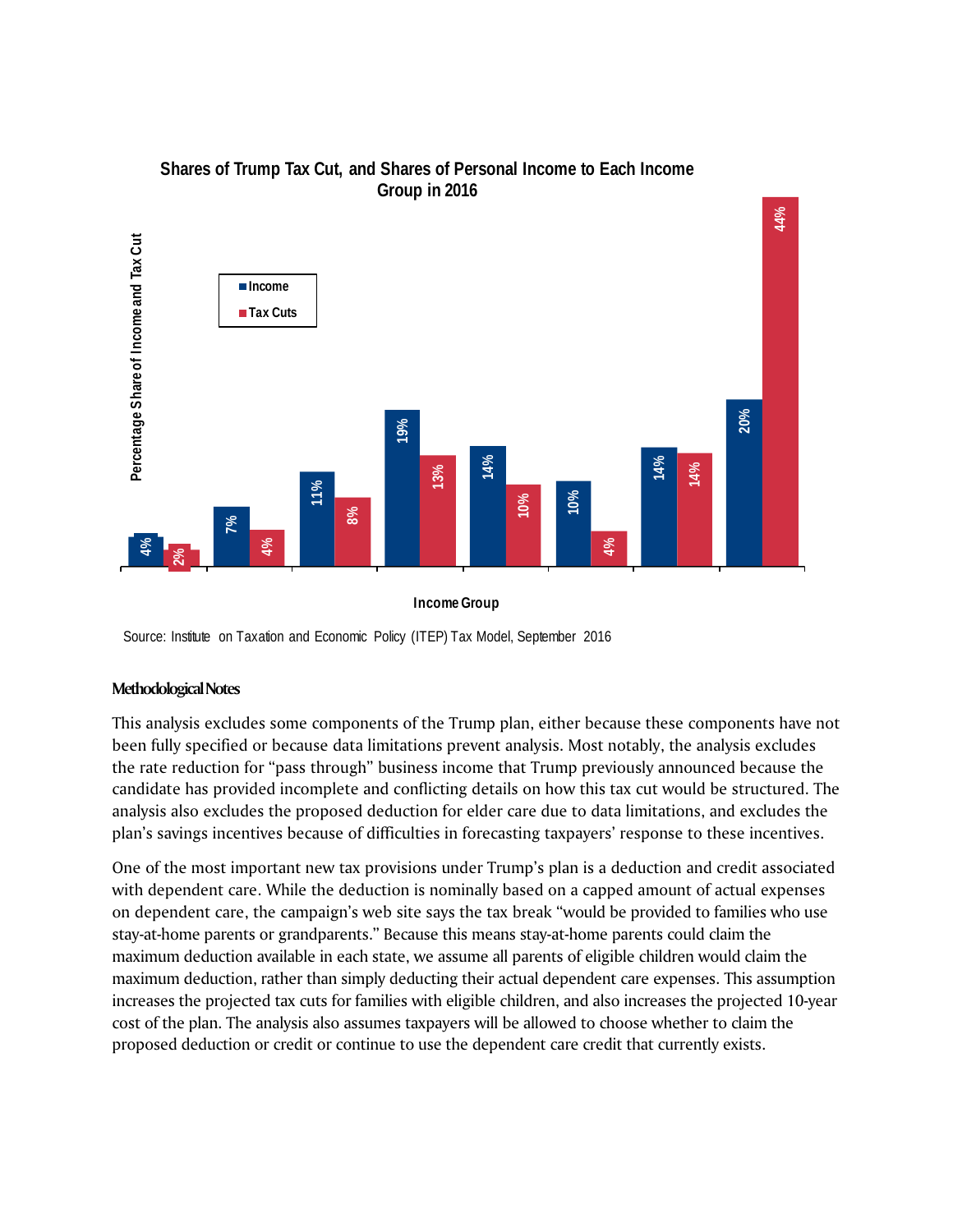**Shares of Trump Tax Cut, and Shares of Personal Income to Each Income Group in 2016**

Percentage Share of Income and Tax Cut

Income
Tax Cuts

4%
2%
7%
4%
11%
8%
19%
13%
14%
10%
10%
4%
14%
14%
20%
44%

Income Group

Source: Institute on Taxation and Economic Policy (ITEP) Tax Model, September 2016

### Methodological Notes

This analysis excludes some components of the Trump plan, either because these components have not been fully specified or because data limitations prevent analysis. Most notably, the analysis excludes the rate reduction for "pass through" business income that Trump previously announced because the candidate has provided incomplete and conflicting details on how this tax cut would be structured. The analysis also excludes the proposed deduction for elder care due to data limitations, and excludes the plan's savings incentives because of difficulties in forecasting taxpayers' response to these incentives.

One of the most important new tax provisions under Trump's plan is a deduction and credit associated with dependent care. While the deduction is nominally based on a capped amount of actual expenses on dependent care, the campaign's web site says the tax break "would be provided to families who use stay-at-home parents or grandparents." Because this means stay-at-home parents could claim the maximum deduction available in each state, we assume all parents of eligible children would claim the maximum deduction, rather than simply deducting their actual dependent care expenses. This assumption increases the projected tax cuts for families with eligible children, and also increases the projected 10-year cost of the plan. The analysis also assumes taxpayers will be allowed to choose whether to claim the proposed deduction or credit or continue to use the dependent care credit that currently exists.